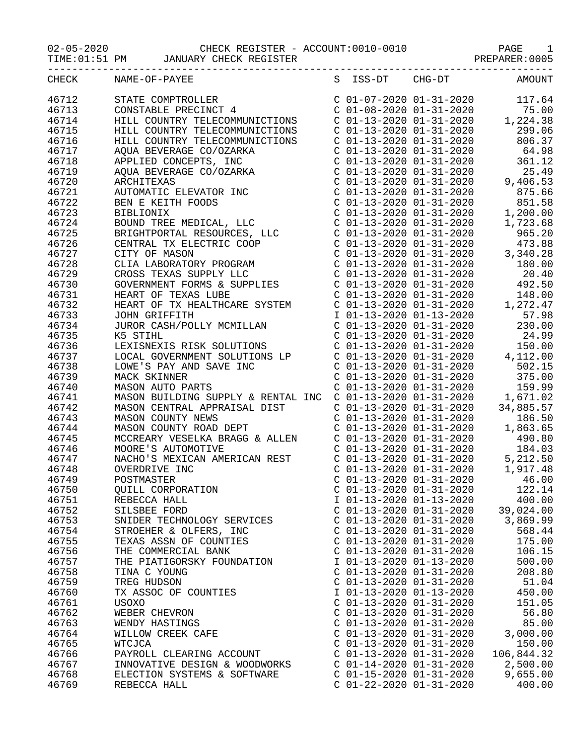02-05-2020 CHECK REGISTER - ACCOUNT:0010-0010
TIME:01:51 PM JANUARY CHECK REGISTER PREPARER:0005

| CHECK | NAME-OF-PAYEE | S | ISS-DT | CHG-DT | AMOUNT |
|---|---|---|---|---|---|
| 46712 | STATE COMPTROLLER | C | 01-07-2020 | 01-31-2020 | 117.64 |
| 46713 | CONSTABLE PRECINCT 4 | C | 01-08-2020 | 01-31-2020 | 75.00 |
| 46714 | HILL COUNTRY TELECOMMUNICTIONS | C | 01-13-2020 | 01-31-2020 | 1,224.38 |
| 46715 | HILL COUNTRY TELECOMMUNICTIONS | C | 01-13-2020 | 01-31-2020 | 299.06 |
| 46716 | HILL COUNTRY TELECOMMUNICTIONS | C | 01-13-2020 | 01-31-2020 | 806.37 |
| 46717 | AQUA BEVERAGE CO/OZARKA | C | 01-13-2020 | 01-31-2020 | 64.98 |
| 46718 | APPLIED CONCEPTS, INC | C | 01-13-2020 | 01-31-2020 | 361.12 |
| 46719 | AQUA BEVERAGE CO/OZARKA | C | 01-13-2020 | 01-31-2020 | 25.49 |
| 46720 | ARCHITEXAS | C | 01-13-2020 | 01-31-2020 | 9,406.53 |
| 46721 | AUTOMATIC ELEVATOR INC | C | 01-13-2020 | 01-31-2020 | 875.66 |
| 46722 | BEN E KEITH FOODS | C | 01-13-2020 | 01-31-2020 | 851.58 |
| 46723 | BIBLIONIX | C | 01-13-2020 | 01-31-2020 | 1,200.00 |
| 46724 | BOUND TREE MEDICAL, LLC | C | 01-13-2020 | 01-31-2020 | 1,723.68 |
| 46725 | BRIGHTPORTAL RESOURCES, LLC | C | 01-13-2020 | 01-31-2020 | 965.20 |
| 46726 | CENTRAL TX ELECTRIC COOP | C | 01-13-2020 | 01-31-2020 | 473.88 |
| 46727 | CITY OF MASON | C | 01-13-2020 | 01-31-2020 | 3,340.28 |
| 46728 | CLIA LABORATORY PROGRAM | C | 01-13-2020 | 01-31-2020 | 180.00 |
| 46729 | CROSS TEXAS SUPPLY LLC | C | 01-13-2020 | 01-31-2020 | 20.40 |
| 46730 | GOVERNMENT FORMS & SUPPLIES | C | 01-13-2020 | 01-31-2020 | 492.50 |
| 46731 | HEART OF TEXAS LUBE | C | 01-13-2020 | 01-31-2020 | 148.00 |
| 46732 | HEART OF TX HEALTHCARE SYSTEM | C | 01-13-2020 | 01-31-2020 | 1,272.47 |
| 46733 | JOHN GRIFFITH | I | 01-13-2020 | 01-13-2020 | 57.98 |
| 46734 | JUROR CASH/POLLY MCMILLAN | C | 01-13-2020 | 01-31-2020 | 230.00 |
| 46735 | K5 STIHL | C | 01-13-2020 | 01-31-2020 | 24.99 |
| 46736 | LEXISNEXIS RISK SOLUTIONS | C | 01-13-2020 | 01-31-2020 | 150.00 |
| 46737 | LOCAL GOVERNMENT SOLUTIONS LP | C | 01-13-2020 | 01-31-2020 | 4,112.00 |
| 46738 | LOWE'S PAY AND SAVE INC | C | 01-13-2020 | 01-31-2020 | 502.15 |
| 46739 | MACK SKINNER | C | 01-13-2020 | 01-31-2020 | 375.00 |
| 46740 | MASON AUTO PARTS | C | 01-13-2020 | 01-31-2020 | 159.99 |
| 46741 | MASON BUILDING SUPPLY & RENTAL INC | C | 01-13-2020 | 01-31-2020 | 1,671.02 |
| 46742 | MASON CENTRAL APPRAISAL DIST | C | 01-13-2020 | 01-31-2020 | 34,885.57 |
| 46743 | MASON COUNTY NEWS | C | 01-13-2020 | 01-31-2020 | 186.50 |
| 46744 | MASON COUNTY ROAD DEPT | C | 01-13-2020 | 01-31-2020 | 1,863.65 |
| 46745 | MCCREARY VESELKA BRAGG & ALLEN | C | 01-13-2020 | 01-31-2020 | 490.80 |
| 46746 | MOORE'S AUTOMOTIVE | C | 01-13-2020 | 01-31-2020 | 184.03 |
| 46747 | NACHO'S MEXICAN AMERICAN REST | C | 01-13-2020 | 01-31-2020 | 5,212.50 |
| 46748 | OVERDRIVE INC | C | 01-13-2020 | 01-31-2020 | 1,917.48 |
| 46749 | POSTMASTER | C | 01-13-2020 | 01-31-2020 | 46.00 |
| 46750 | QUILL CORPORATION | C | 01-13-2020 | 01-31-2020 | 122.14 |
| 46751 | REBECCA HALL | I | 01-13-2020 | 01-13-2020 | 400.00 |
| 46752 | SILSBEE FORD | C | 01-13-2020 | 01-31-2020 | 39,024.00 |
| 46753 | SNIDER TECHNOLOGY SERVICES | C | 01-13-2020 | 01-31-2020 | 3,869.99 |
| 46754 | STROEHER & OLFERS, INC | C | 01-13-2020 | 01-31-2020 | 568.44 |
| 46755 | TEXAS ASSN OF COUNTIES | C | 01-13-2020 | 01-31-2020 | 175.00 |
| 46756 | THE COMMERCIAL BANK | C | 01-13-2020 | 01-31-2020 | 106.15 |
| 46757 | THE PIATIGORSKY FOUNDATION | I | 01-13-2020 | 01-13-2020 | 500.00 |
| 46758 | TINA C YOUNG | C | 01-13-2020 | 01-31-2020 | 208.80 |
| 46759 | TREG HUDSON | C | 01-13-2020 | 01-31-2020 | 51.04 |
| 46760 | TX ASSOC OF COUNTIES | I | 01-13-2020 | 01-13-2020 | 450.00 |
| 46761 | USOXO | C | 01-13-2020 | 01-31-2020 | 151.05 |
| 46762 | WEBER CHEVRON | C | 01-13-2020 | 01-31-2020 | 56.80 |
| 46763 | WENDY HASTINGS | C | 01-13-2020 | 01-31-2020 | 85.00 |
| 46764 | WILLOW CREEK CAFE | C | 01-13-2020 | 01-31-2020 | 3,000.00 |
| 46765 | WTCJCA | C | 01-13-2020 | 01-31-2020 | 150.00 |
| 46766 | PAYROLL CLEARING ACCOUNT | C | 01-13-2020 | 01-31-2020 | 106,844.32 |
| 46767 | INNOVATIVE DESIGN & WOODWORKS | C | 01-14-2020 | 01-31-2020 | 2,500.00 |
| 46768 | ELECTION SYSTEMS & SOFTWARE | C | 01-15-2020 | 01-31-2020 | 9,655.00 |
| 46769 | REBECCA HALL | C | 01-22-2020 | 01-31-2020 | 400.00 |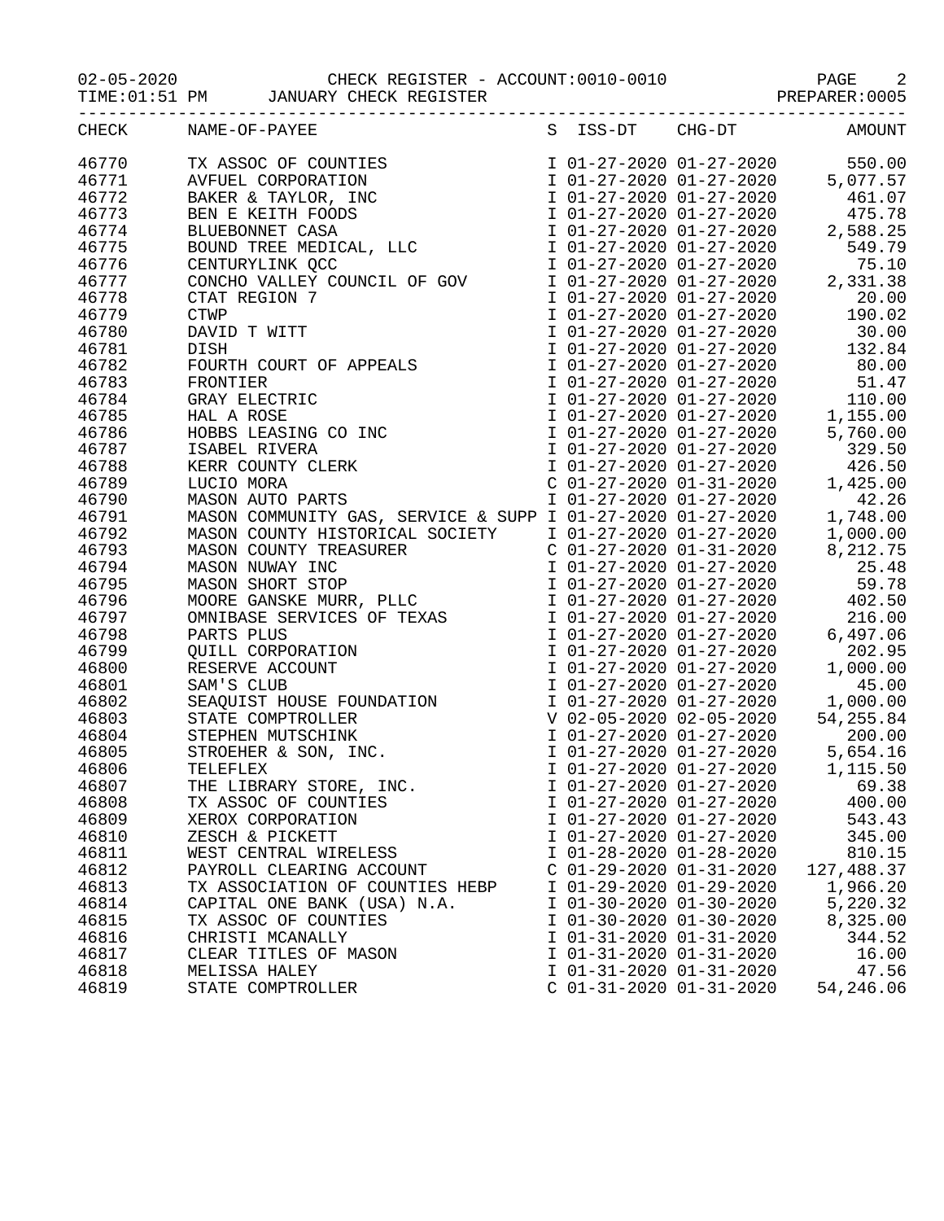02-05-2020 CHECK REGISTER - ACCOUNT:0010-0010

TIME:01:51 PM JANUARY CHECK REGISTER PREPARER:0005

| CHECK | NAME-OF-PAYEE | S | ISS-DT | CHG-DT | AMOUNT |
|---|---|---|---|---|---|
| 46770 | TX ASSOC OF COUNTIES | I | 01-27-2020 | 01-27-2020 | 550.00 |
| 46771 | AVFUEL CORPORATION | I | 01-27-2020 | 01-27-2020 | 5,077.57 |
| 46772 | BAKER & TAYLOR, INC | I | 01-27-2020 | 01-27-2020 | 461.07 |
| 46773 | BEN E KEITH FOODS | I | 01-27-2020 | 01-27-2020 | 475.78 |
| 46774 | BLUEBONNET CASA | I | 01-27-2020 | 01-27-2020 | 2,588.25 |
| 46775 | BOUND TREE MEDICAL, LLC | I | 01-27-2020 | 01-27-2020 | 549.79 |
| 46776 | CENTURYLINK QCC | I | 01-27-2020 | 01-27-2020 | 75.10 |
| 46777 | CONCHO VALLEY COUNCIL OF GOV | I | 01-27-2020 | 01-27-2020 | 2,331.38 |
| 46778 | CTAT REGION 7 | I | 01-27-2020 | 01-27-2020 | 20.00 |
| 46779 | CTWP | I | 01-27-2020 | 01-27-2020 | 190.02 |
| 46780 | DAVID T WITT | I | 01-27-2020 | 01-27-2020 | 30.00 |
| 46781 | DISH | I | 01-27-2020 | 01-27-2020 | 132.84 |
| 46782 | FOURTH COURT OF APPEALS | I | 01-27-2020 | 01-27-2020 | 80.00 |
| 46783 | FRONTIER | I | 01-27-2020 | 01-27-2020 | 51.47 |
| 46784 | GRAY ELECTRIC | I | 01-27-2020 | 01-27-2020 | 110.00 |
| 46785 | HAL A ROSE | I | 01-27-2020 | 01-27-2020 | 1,155.00 |
| 46786 | HOBBS LEASING CO INC | I | 01-27-2020 | 01-27-2020 | 5,760.00 |
| 46787 | ISABEL RIVERA | I | 01-27-2020 | 01-27-2020 | 329.50 |
| 46788 | KERR COUNTY CLERK | I | 01-27-2020 | 01-27-2020 | 426.50 |
| 46789 | LUCIO MORA | C | 01-27-2020 | 01-31-2020 | 1,425.00 |
| 46790 | MASON AUTO PARTS | I | 01-27-2020 | 01-27-2020 | 42.26 |
| 46791 | MASON COMMUNITY GAS, SERVICE & SUPP | I | 01-27-2020 | 01-27-2020 | 1,748.00 |
| 46792 | MASON COUNTY HISTORICAL SOCIETY | I | 01-27-2020 | 01-27-2020 | 1,000.00 |
| 46793 | MASON COUNTY TREASURER | C | 01-27-2020 | 01-31-2020 | 8,212.75 |
| 46794 | MASON NUWAY INC | I | 01-27-2020 | 01-27-2020 | 25.48 |
| 46795 | MASON SHORT STOP | I | 01-27-2020 | 01-27-2020 | 59.78 |
| 46796 | MOORE GANSKE MURR, PLLC | I | 01-27-2020 | 01-27-2020 | 402.50 |
| 46797 | OMNIBASE SERVICES OF TEXAS | I | 01-27-2020 | 01-27-2020 | 216.00 |
| 46798 | PARTS PLUS | I | 01-27-2020 | 01-27-2020 | 6,497.06 |
| 46799 | QUILL CORPORATION | I | 01-27-2020 | 01-27-2020 | 202.95 |
| 46800 | RESERVE ACCOUNT | I | 01-27-2020 | 01-27-2020 | 1,000.00 |
| 46801 | SAM'S CLUB | I | 01-27-2020 | 01-27-2020 | 45.00 |
| 46802 | SEAQUIST HOUSE FOUNDATION | I | 01-27-2020 | 01-27-2020 | 1,000.00 |
| 46803 | STATE COMPTROLLER | V | 02-05-2020 | 02-05-2020 | 54,255.84 |
| 46804 | STEPHEN MUTSCHINK | I | 01-27-2020 | 01-27-2020 | 200.00 |
| 46805 | STROEHER & SON, INC. | I | 01-27-2020 | 01-27-2020 | 5,654.16 |
| 46806 | TELEFLEX | I | 01-27-2020 | 01-27-2020 | 1,115.50 |
| 46807 | THE LIBRARY STORE, INC. | I | 01-27-2020 | 01-27-2020 | 69.38 |
| 46808 | TX ASSOC OF COUNTIES | I | 01-27-2020 | 01-27-2020 | 400.00 |
| 46809 | XEROX CORPORATION | I | 01-27-2020 | 01-27-2020 | 543.43 |
| 46810 | ZESCH & PICKETT | I | 01-27-2020 | 01-27-2020 | 345.00 |
| 46811 | WEST CENTRAL WIRELESS | I | 01-28-2020 | 01-28-2020 | 810.15 |
| 46812 | PAYROLL CLEARING ACCOUNT | C | 01-29-2020 | 01-31-2020 | 127,488.37 |
| 46813 | TX ASSOCIATION OF COUNTIES HEBP | I | 01-29-2020 | 01-29-2020 | 1,966.20 |
| 46814 | CAPITAL ONE BANK (USA) N.A. | I | 01-30-2020 | 01-30-2020 | 5,220.32 |
| 46815 | TX ASSOC OF COUNTIES | I | 01-30-2020 | 01-30-2020 | 8,325.00 |
| 46816 | CHRISTI MCANALLY | I | 01-31-2020 | 01-31-2020 | 344.52 |
| 46817 | CLEAR TITLES OF MASON | I | 01-31-2020 | 01-31-2020 | 16.00 |
| 46818 | MELISSA HALEY | I | 01-31-2020 | 01-31-2020 | 47.56 |
| 46819 | STATE COMPTROLLER | C | 01-31-2020 | 01-31-2020 | 54,246.06 |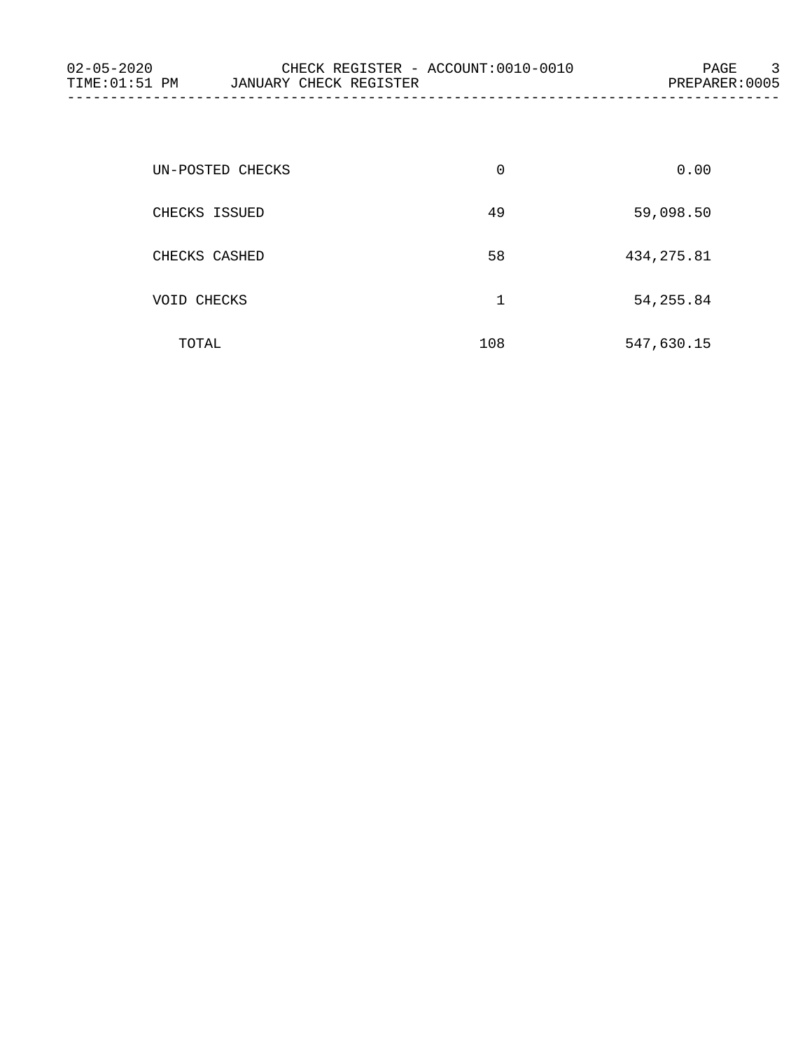| | | |
|---|---|---|
| UN-POSTED CHECKS | 0 | 0.00 |
| CHECKS ISSUED | 49 | 59,098.50 |
| CHECKS CASHED | 58 | 434,275.81 |
| VOID CHECKS | 1 | 54,255.84 |
| TOTAL | 108 | 547,630.15 |